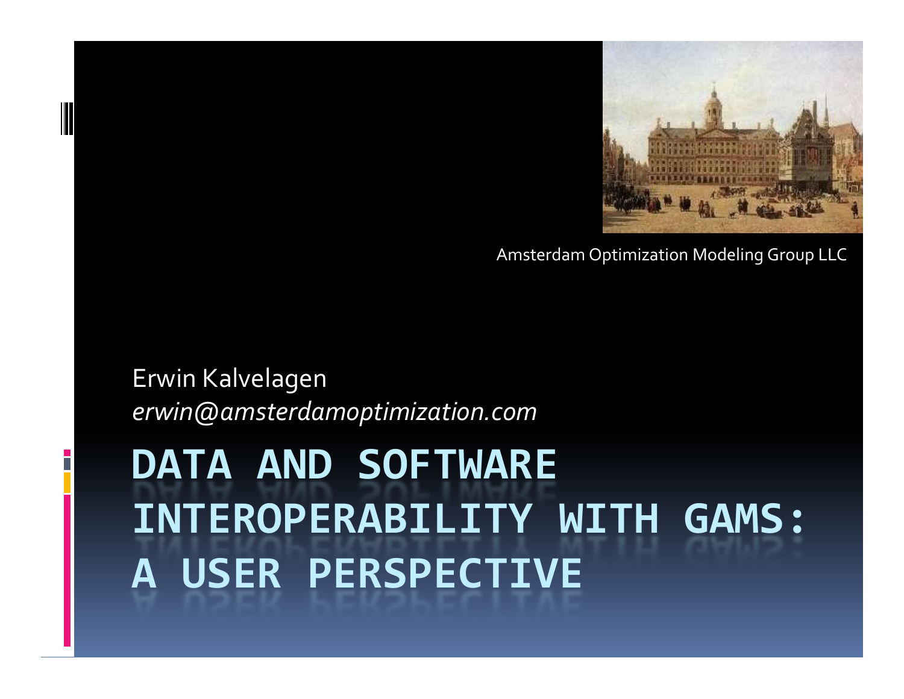Amsterdam Optimization Modeling Group LLC

Erwin Kalvelagen
*erwin@amsterdamoptimization.com*

# DATA AND SOFTWARE INTEROPERABILITY WITH GAMS: A USER PERSPECTIVE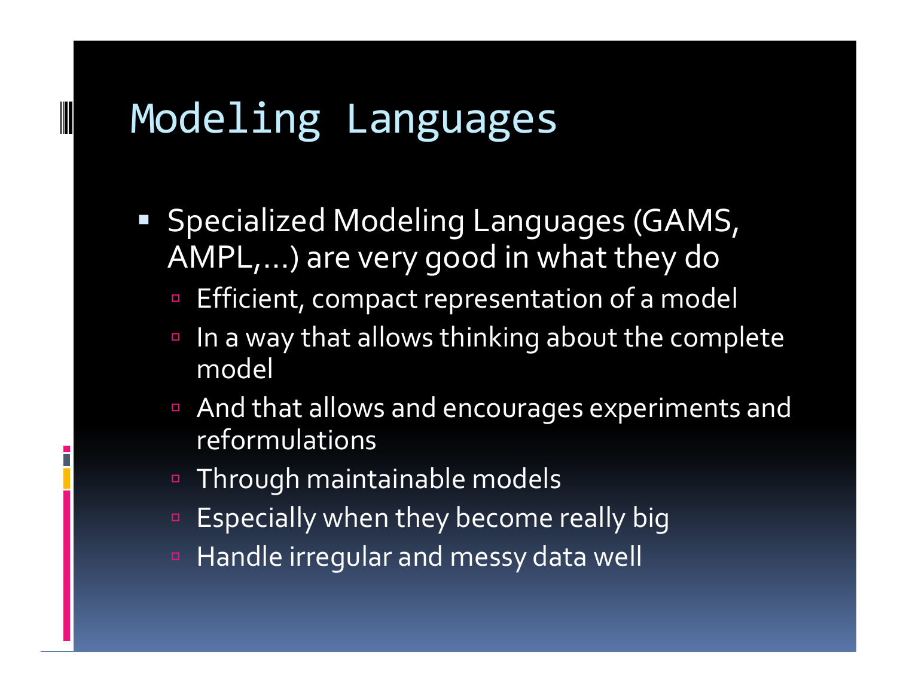# Modeling Languages

- Specialized Modeling Languages (GAMS, AMPL,...) are very good in what they do
  - Efficient, compact representation of a model
  - In a way that allows thinking about the complete model
  - And that allows and encourages experiments and reformulations
  - Through maintainable models
  - Especially when they become really big
  - Handle irregular and messy data well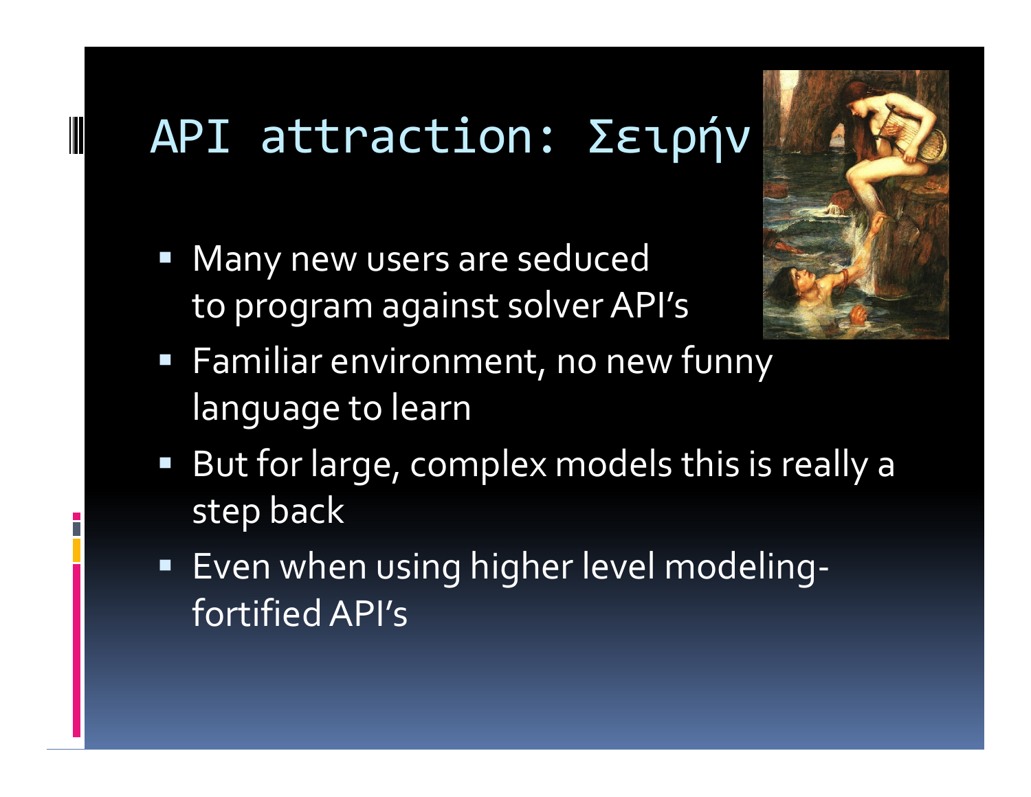# API attraction: Σειρήν

- Many new users are seduced to program against solver API's
- Familiar environment, no new funny language to learn
- But for large, complex models this is really a step back
- Even when using higher level modeling-fortified API's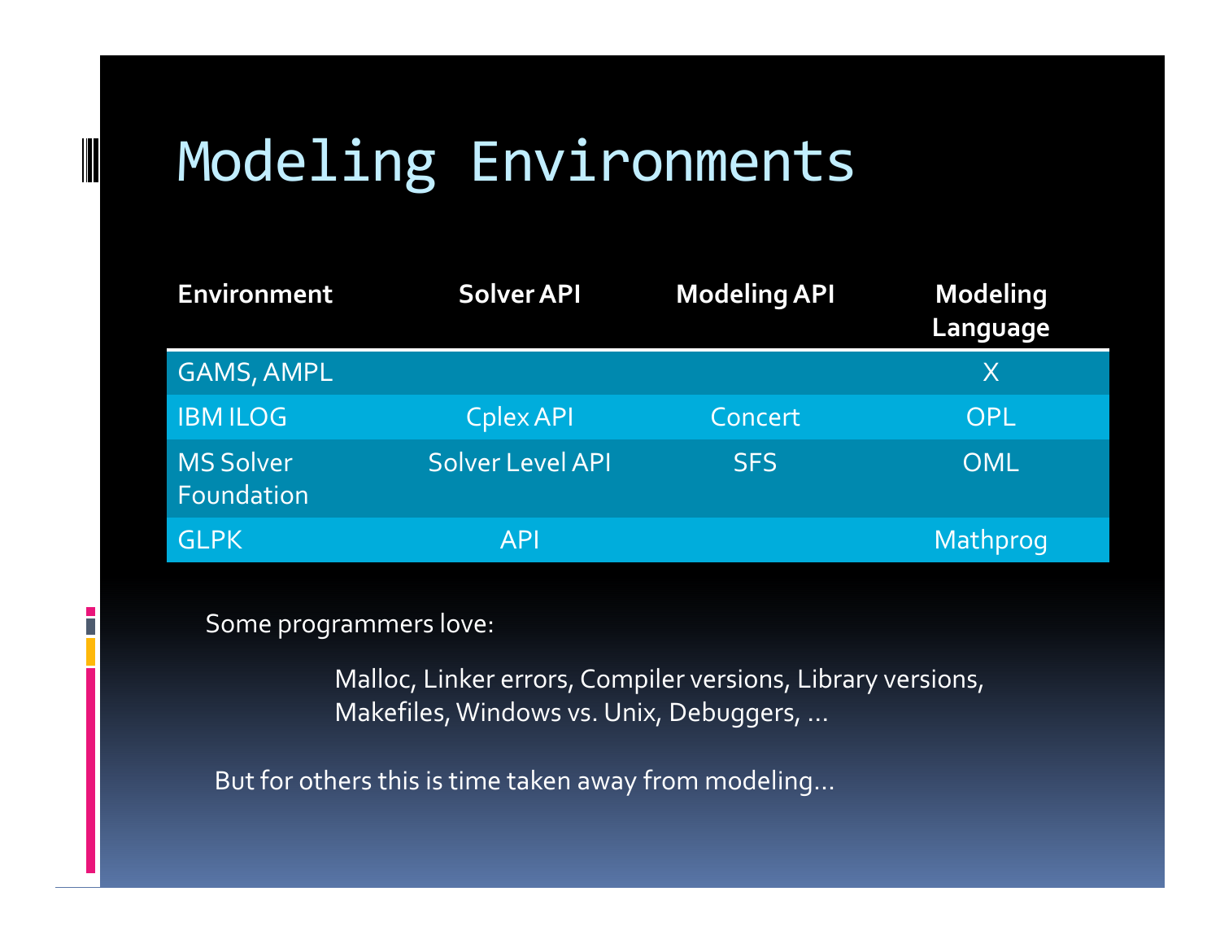# Modeling Environments

| Environment | Solver API | Modeling API | Modeling Language |
|---|---|---|---|
| GAMS, AMPL | | | X |
| IBM ILOG | Cplex API | Concert | OPL |
| MS Solver Foundation | Solver Level API | SFS | OML |
| GLPK | API | | Mathprog |

Some programmers love:

> Malloc, Linker errors, Compiler versions, Library versions, Makefiles, Windows vs. Unix, Debuggers, ...

But for others this is time taken away from modeling...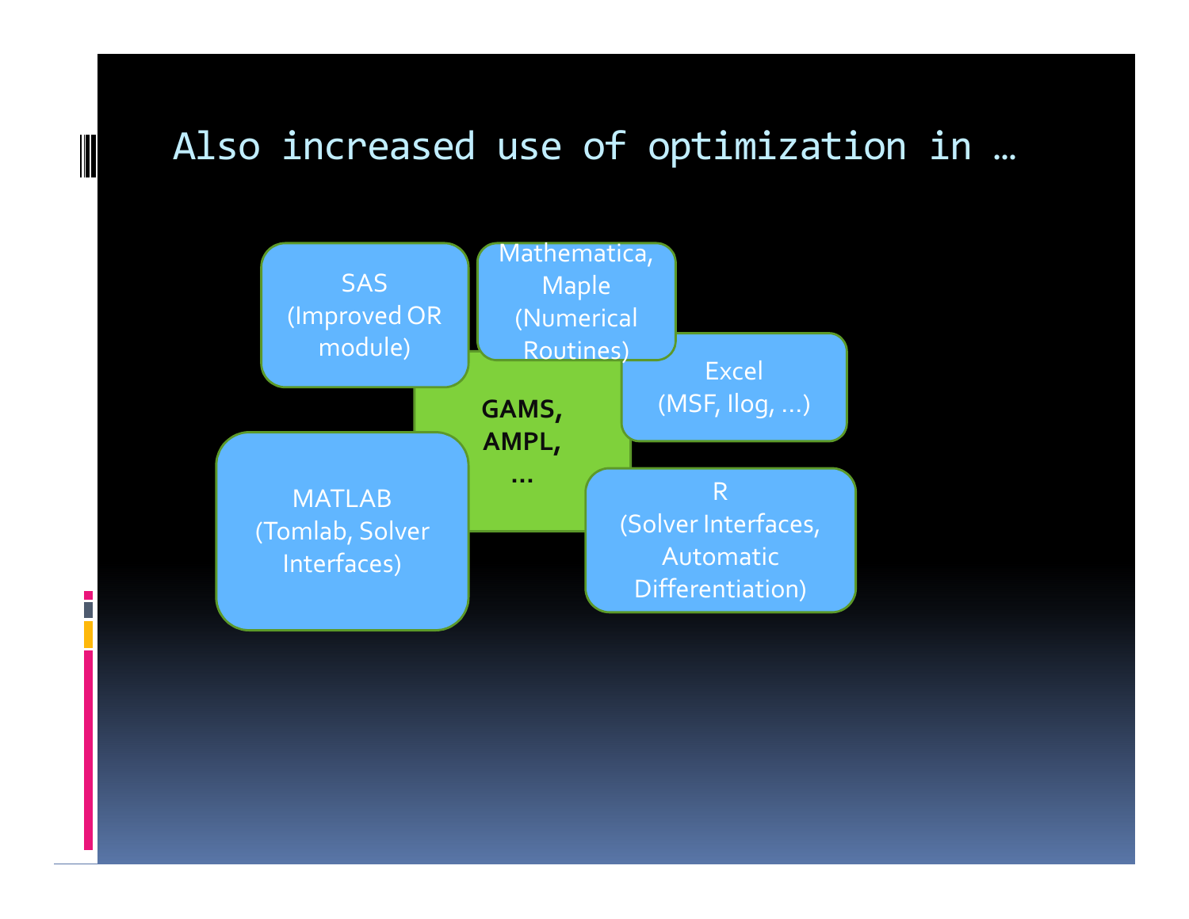# Also increased use of optimization in …

- SAS (Improved OR module)
- Mathematica, Maple (Numerical Routines)
- Excel (MSF, Ilog, …)
- **GAMS, AMPL, …**
- MATLAB (Tomlab, Solver Interfaces)
- R (Solver Interfaces, Automatic Differentiation)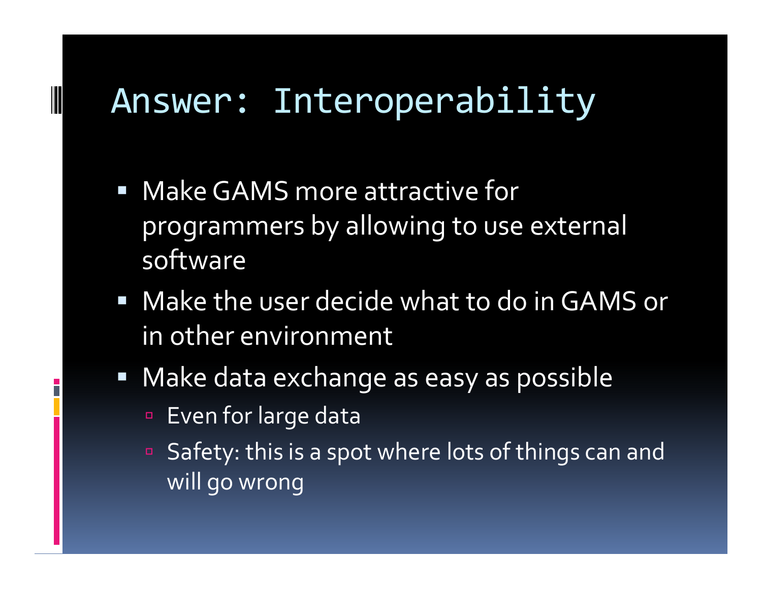# Answer: Interoperability

- Make GAMS more attractive for programmers by allowing to use external software
- Make the user decide what to do in GAMS or in other environment
- Make data exchange as easy as possible
  - Even for large data
  - Safety: this is a spot where lots of things can and will go wrong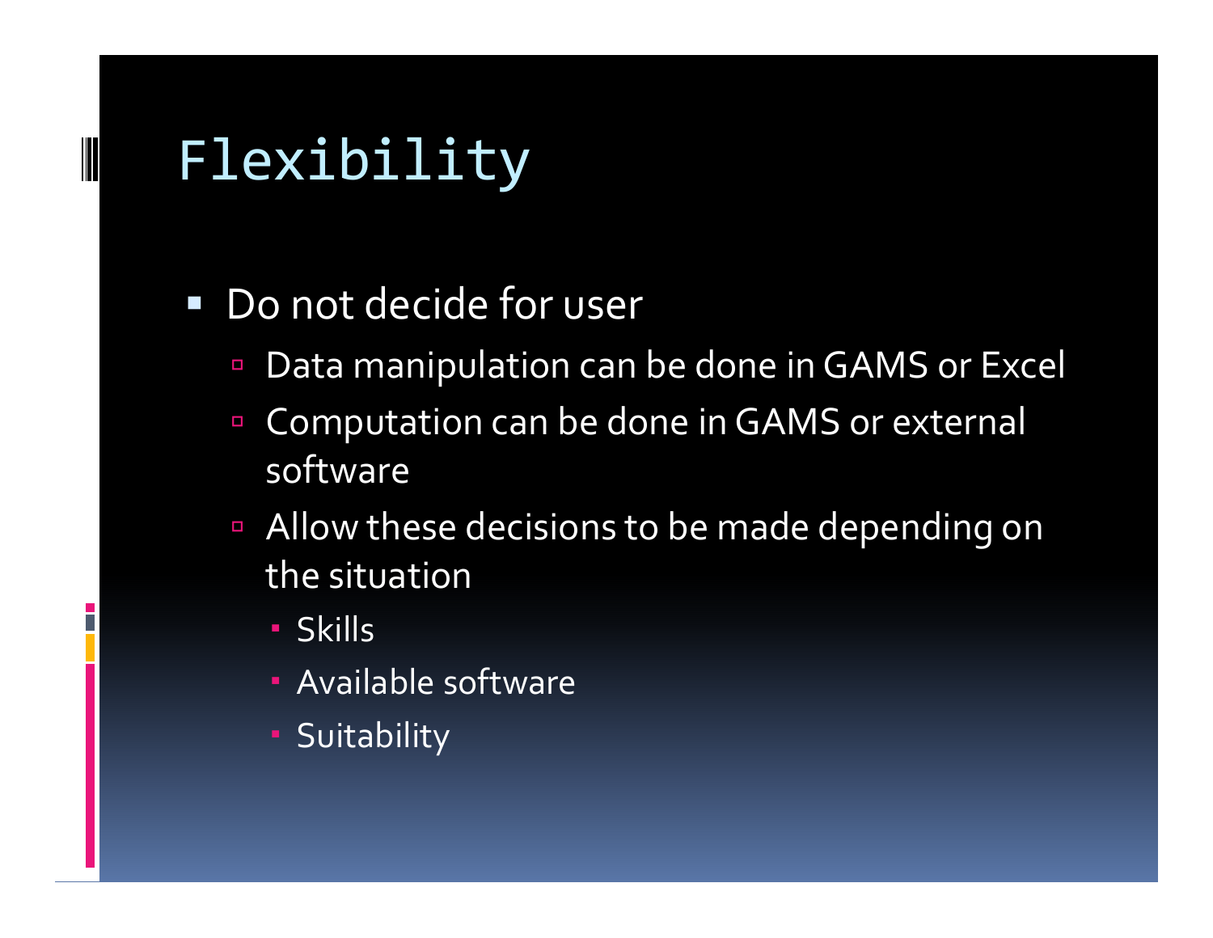# Flexibility

- Do not decide for user
  - Data manipulation can be done in GAMS or Excel
  - Computation can be done in GAMS or external software
  - Allow these decisions to be made depending on the situation
    - Skills
    - Available software
    - Suitability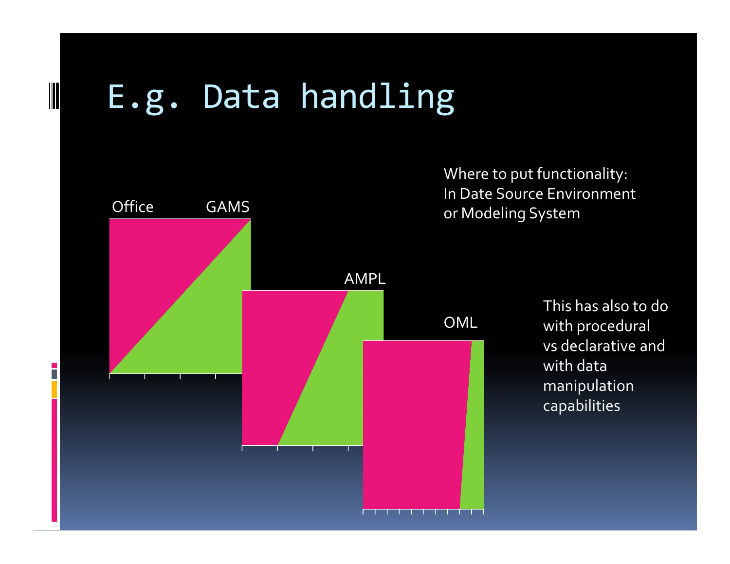# E.g. Data handling

Office GAMS

AMPL

OML

Where to put functionality:
In Date Source Environment
or Modeling System

This has also to do with procedural vs declarative and with data manipulation capabilities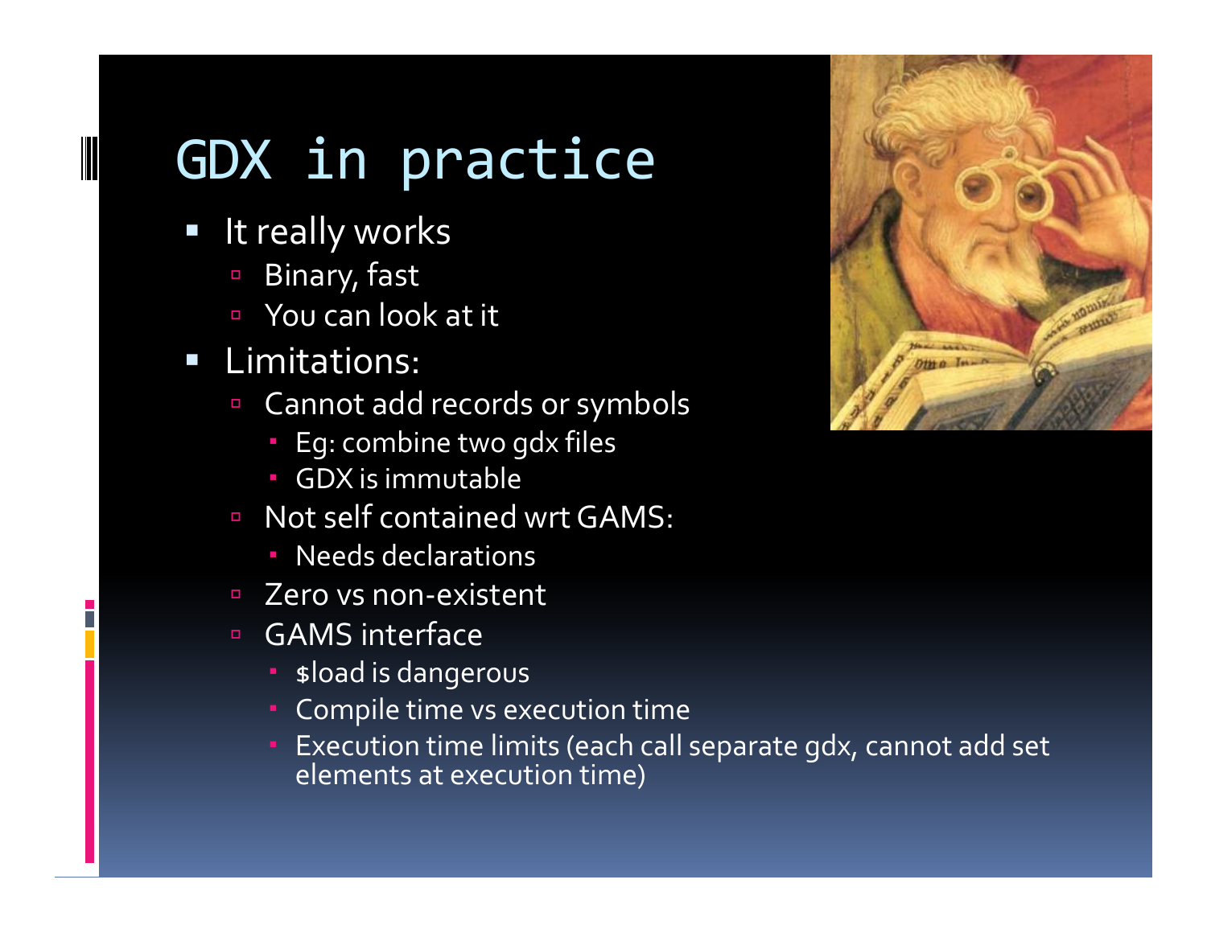# GDX in practice

- It really works
  - Binary, fast
  - You can look at it
- Limitations:
  - Cannot add records or symbols
    - Eg: combine two gdx files
    - GDX is immutable
  - Not self contained wrt GAMS:
    - Needs declarations
  - Zero vs non-existent
  - GAMS interface
    - $load is dangerous
    - Compile time vs execution time
    - Execution time limits (each call separate gdx, cannot add set elements at execution time)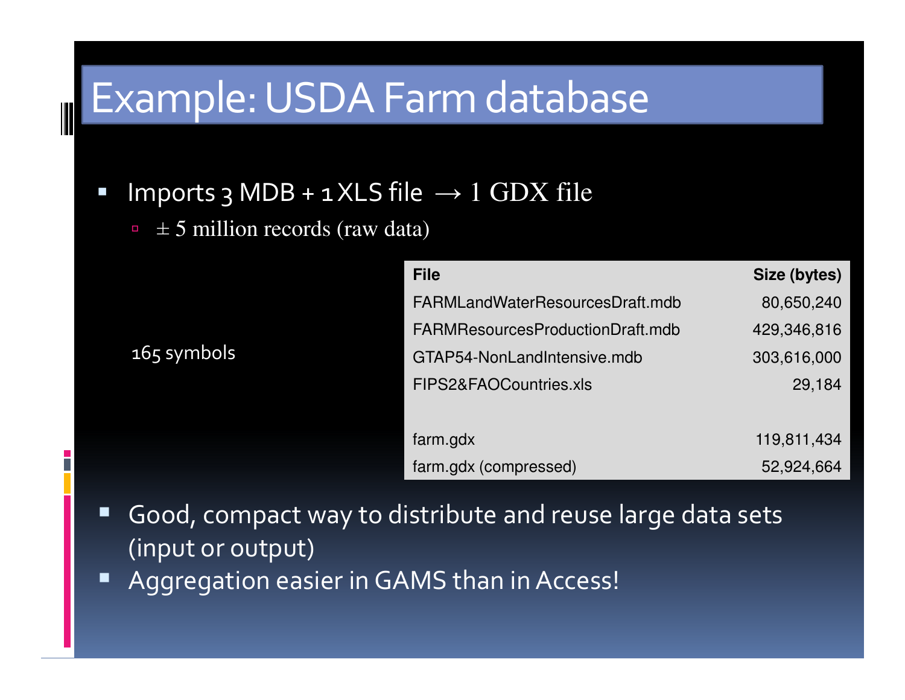# Example: USDA Farm database

- Imports 3 MDB + 1 XLS file → 1 GDX file
  - ± 5 million records (raw data)

165 symbols

| File | Size (bytes) |
|---|---|
| FARMLandWaterResourcesDraft.mdb | 80,650,240 |
| FARMResourcesProductionDraft.mdb | 429,346,816 |
| GTAP54-NonLandIntensive.mdb | 303,616,000 |
| FIPS2&FAOCountries.xls | 29,184 |
| | |
| farm.gdx | 119,811,434 |
| farm.gdx (compressed) | 52,924,664 |

- Good, compact way to distribute and reuse large data sets (input or output)
- Aggregation easier in GAMS than in Access!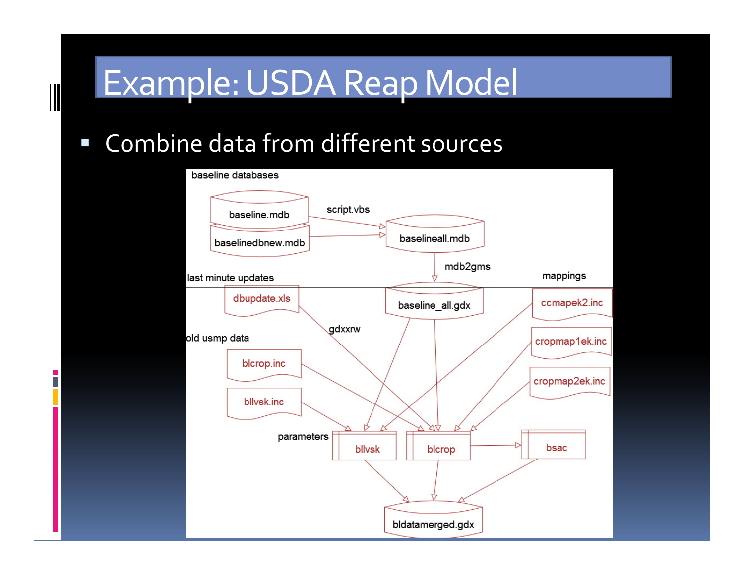# Example: USDA Reap Model

- Combine data from different sources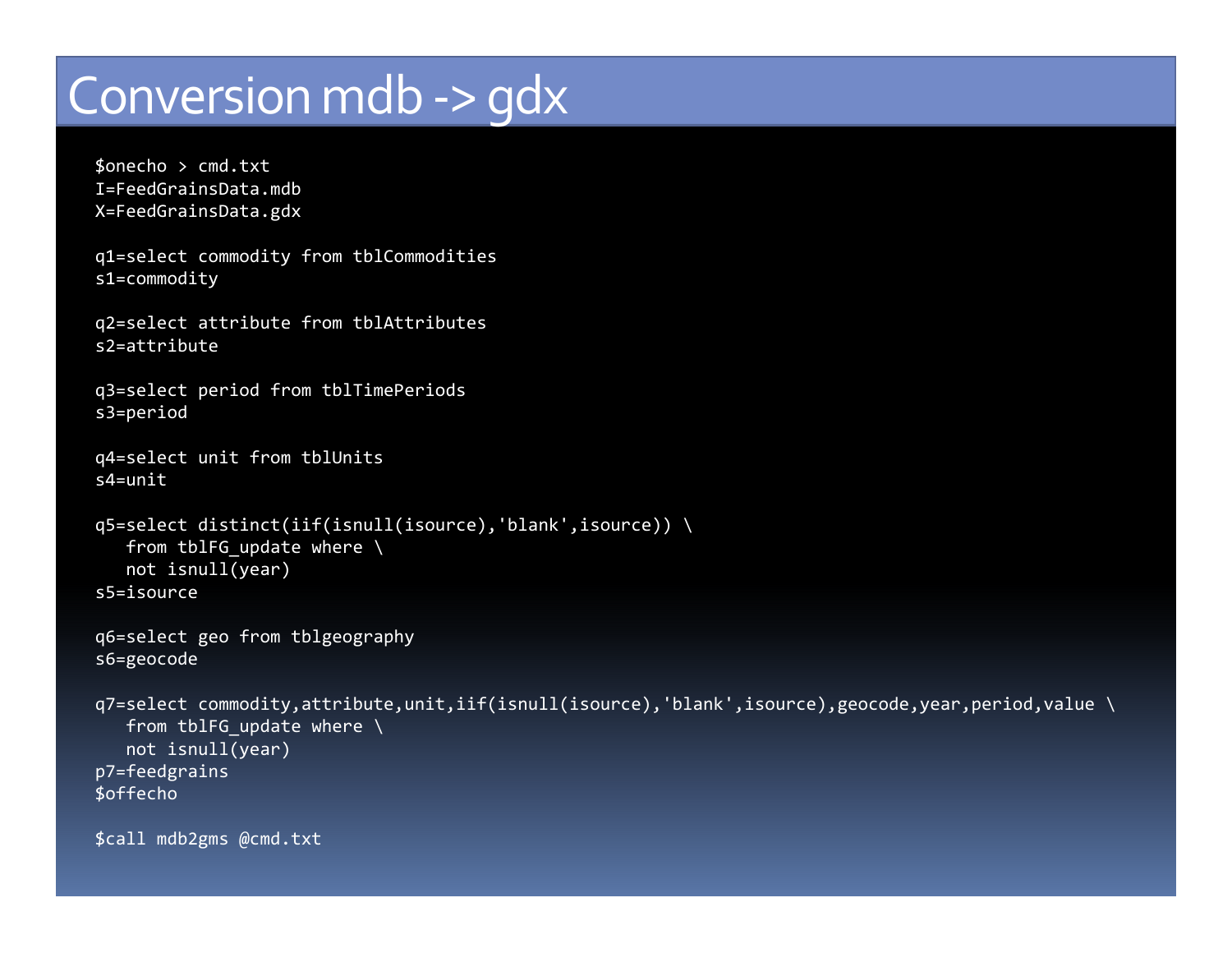# Conversion mdb -> gdx

```
$onecho > cmd.txt
I=FeedGrainsData.mdb
X=FeedGrainsData.gdx

q1=select commodity from tblCommodities
s1=commodity

q2=select attribute from tblAttributes
s2=attribute

q3=select period from tblTimePeriods
s3=period

q4=select unit from tblUnits
s4=unit

q5=select distinct(iif(isnull(isource),'blank',isource)) \
   from tblFG_update where \
   not isnull(year)
s5=isource

q6=select geo from tblgeography
s6=geocode

q7=select commodity,attribute,unit,iif(isnull(isource),'blank',isource),geocode,year,period,value \
   from tblFG_update where \
   not isnull(year)
p7=feedgrains
$offecho

$call mdb2gms @cmd.txt
```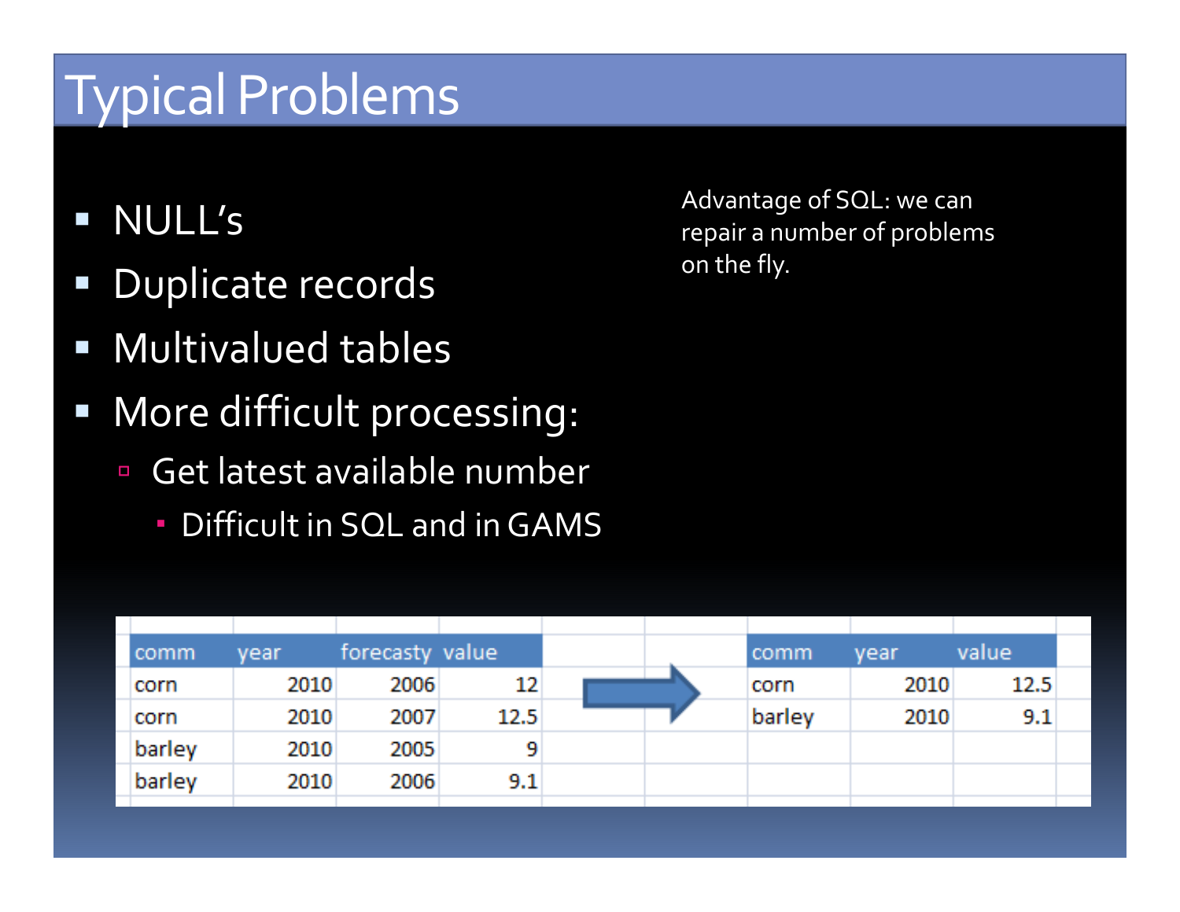# Typical Problems

- NULL's
- Duplicate records
- Multivalued tables
- More difficult processing:
  - Get latest available number
    - Difficult in SQL and in GAMS

Advantage of SQL: we can repair a number of problems on the fly.

| comm | year | forecasty | value |
|---|---|---|---|
| corn | 2010 | 2006 | 12 |
| corn | 2010 | 2007 | 12.5 |
| barley | 2010 | 2005 | 9 |
| barley | 2010 | 2006 | 9.1 |

→

| comm | year | value |
|---|---|---|
| corn | 2010 | 12.5 |
| barley | 2010 | 9.1 |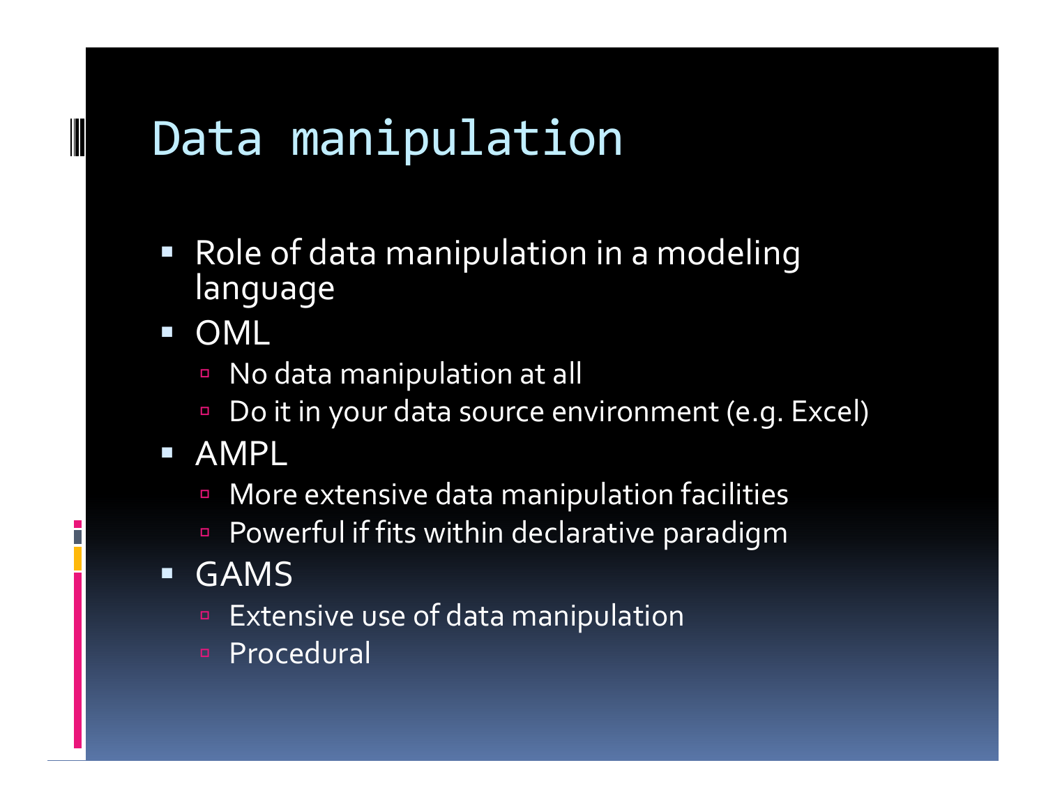# Data manipulation

- Role of data manipulation in a modeling language
- OML
  - No data manipulation at all
  - Do it in your data source environment (e.g. Excel)
- AMPL
  - More extensive data manipulation facilities
  - Powerful if fits within declarative paradigm
- GAMS
  - Extensive use of data manipulation
  - Procedural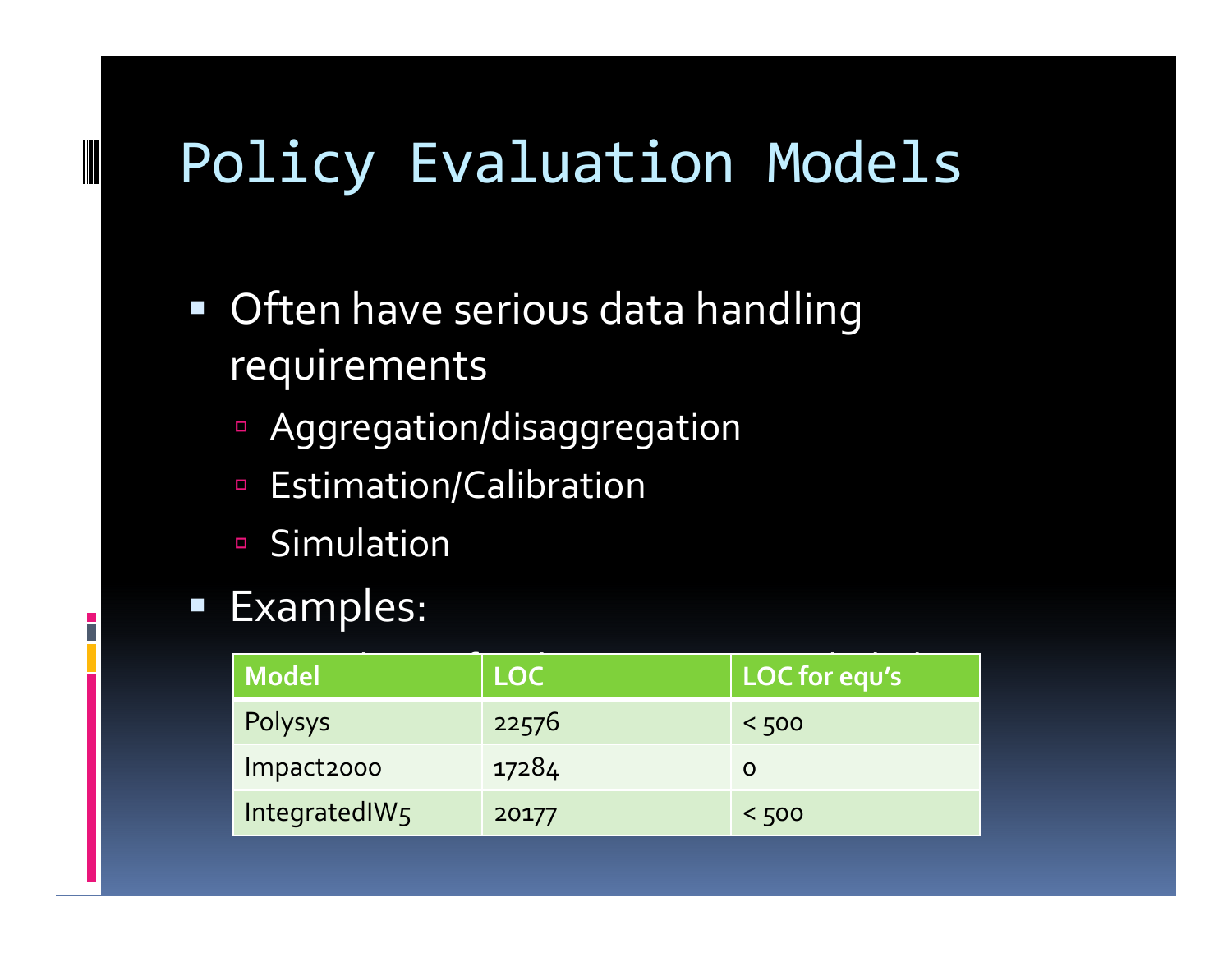# Policy Evaluation Models

- Often have serious data handling requirements
  - Aggregation/disaggregation
  - Estimation/Calibration
  - Simulation
- Examples:

| Model | LOC | LOC for equ's |
|---|---|---|
| Polysys | 22576 | < 500 |
| Impact2000 | 17284 | 0 |
| IntegratedIW5 | 20177 | < 500 |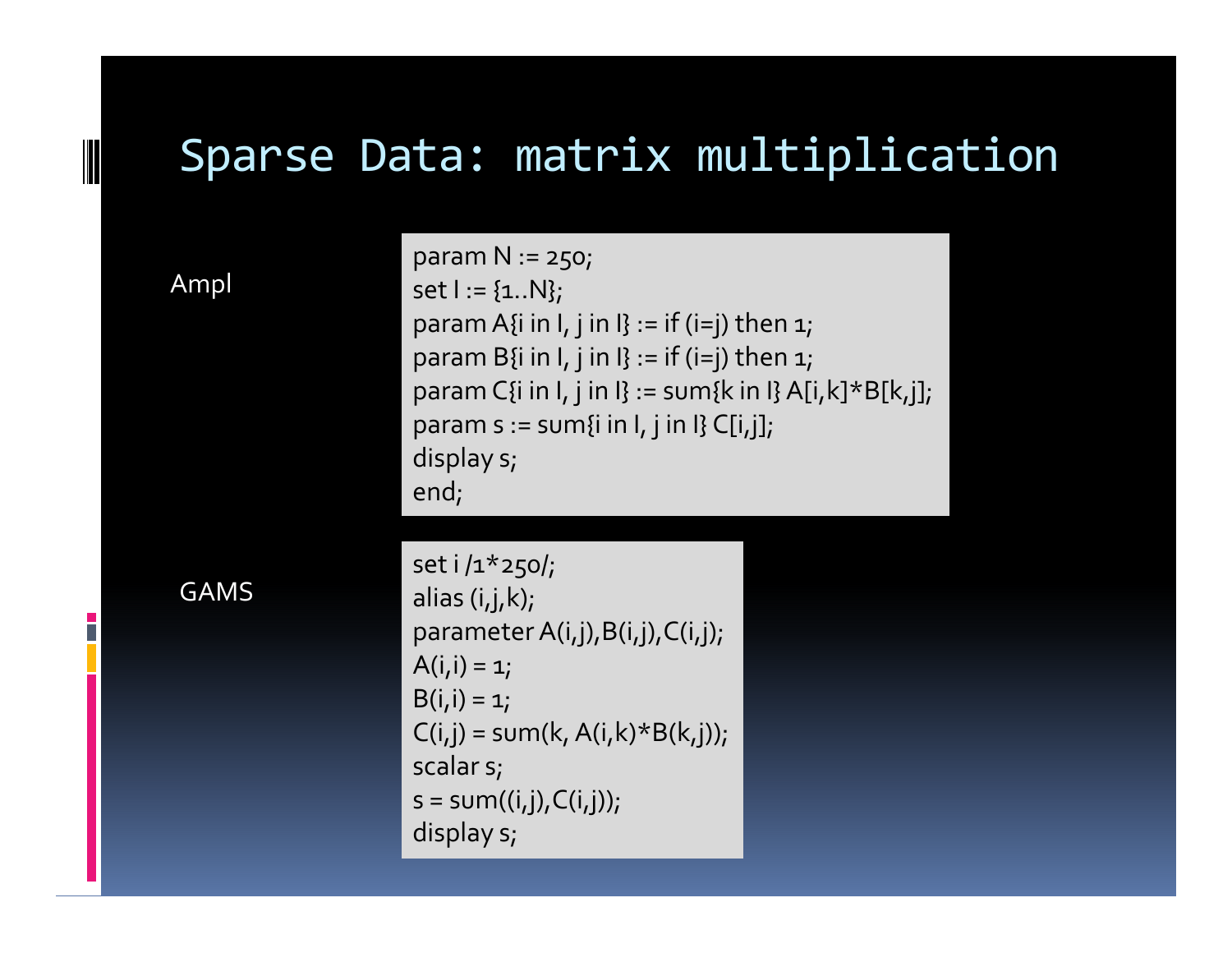# Sparse Data: matrix multiplication

Ampl

```
param N := 250;
set I := {1..N};
param A{i in I, j in I} := if (i=j) then 1;
param B{i in I, j in I} := if (i=j) then 1;
param C{i in I, j in I} := sum{k in I} A[i,k]*B[k,j];
param s := sum{i in I, j in I} C[i,j];
display s;
end;
```

GAMS

```
set i /1*250/;
alias (i,j,k);
parameter A(i,j),B(i,j),C(i,j);
A(i,i) = 1;
B(i,i) = 1;
C(i,j) = sum(k, A(i,k)*B(k,j));
scalar s;
s = sum((i,j),C(i,j));
display s;
```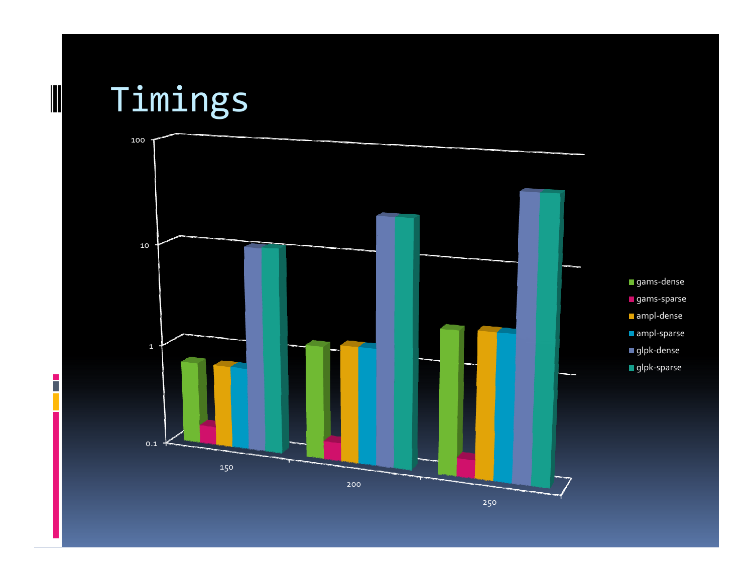# Timings

100

10

1

0.1

150

200

250

- gams-dense
- gams-sparse
- ampl-dense
- ampl-sparse
- glpk-dense
- glpk-sparse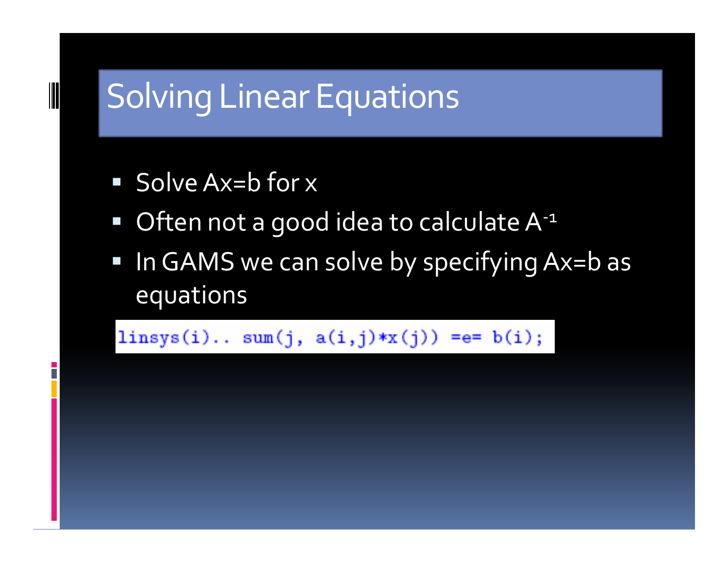# Solving Linear Equations

- Solve Ax=b for x
- Often not a good idea to calculate $A^{-1}$
- In GAMS we can solve by specifying Ax=b as equations

```
linsys(i).. sum(j, a(i,j)*x(j)) =e= b(i);
```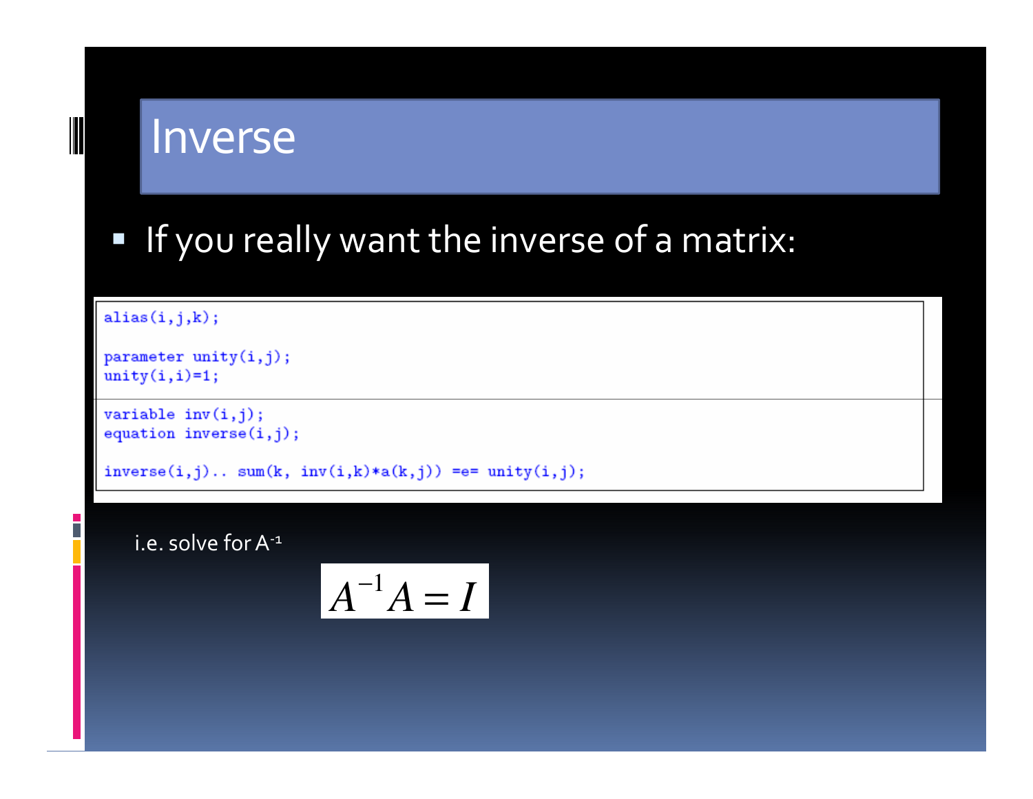# Inverse

- If you really want the inverse of a matrix:

```
alias(i,j,k);

parameter unity(i,j);
unity(i,i)=1;

variable inv(i,j);
equation inverse(i,j);

inverse(i,j).. sum(k, inv(i,k)*a(k,j)) =e= unity(i,j);
```

i.e. solve for $A^{-1}$

$$A^{-1}A = I$$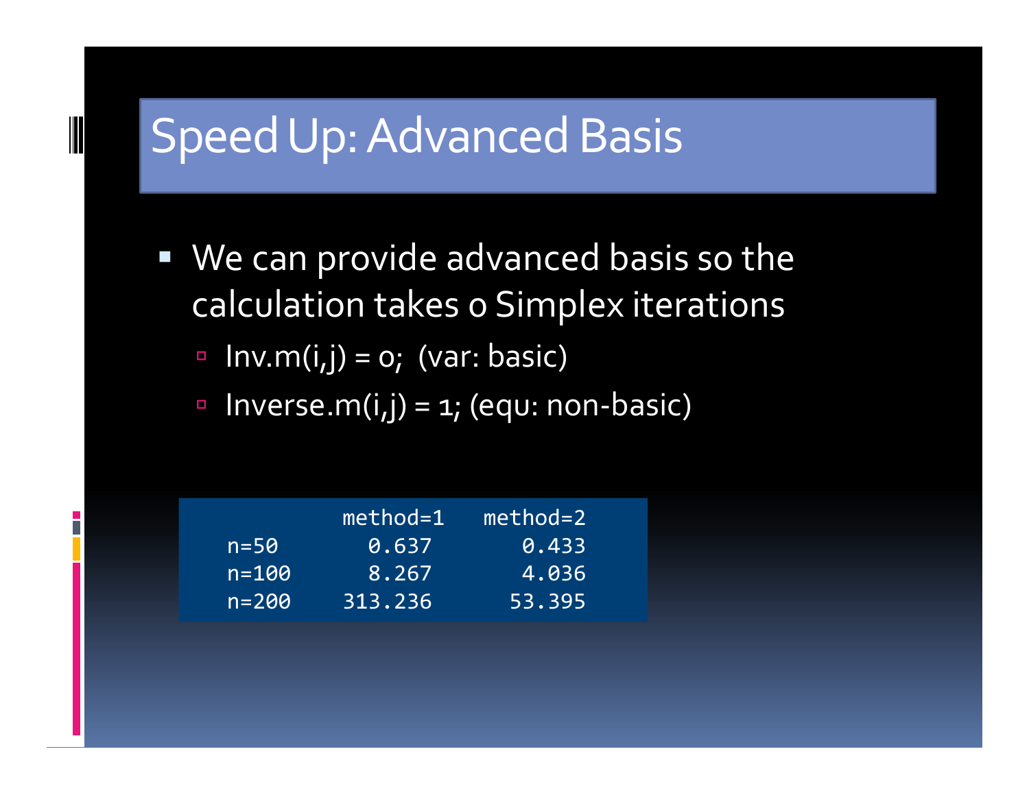# Speed Up: Advanced Basis

- We can provide advanced basis so the calculation takes 0 Simplex iterations
  - Inv.m(i,j) = 0; (var: basic)
  - Inverse.m(i,j) = 1; (equ: non-basic)

|  | method=1 | method=2 |
|---|---|---|
| n=50 | 0.637 | 0.433 |
| n=100 | 8.267 | 4.036 |
| n=200 | 313.236 | 53.395 |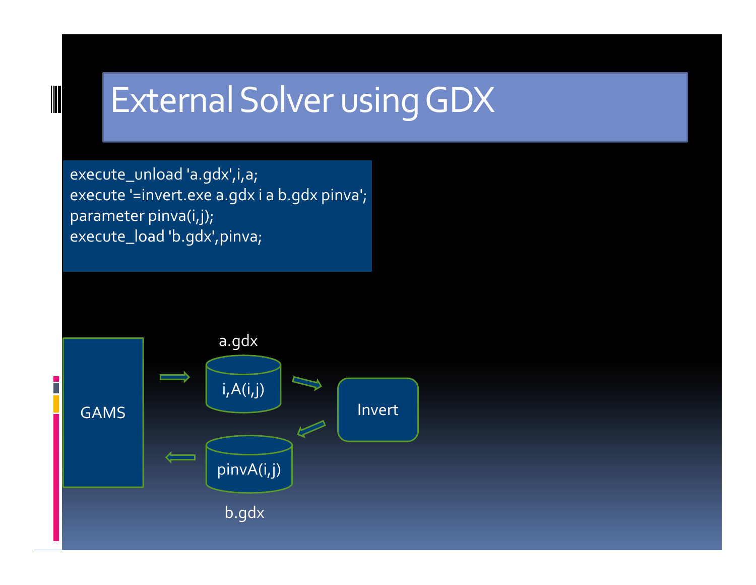# External Solver using GDX

```
execute_unload 'a.gdx',i,a;
execute '=invert.exe a.gdx i a b.gdx pinva';
parameter pinva(i,j);
execute_load 'b.gdx',pinva;
```

GAMS → a.gdx [i,A(i,j)] → Invert → b.gdx [pinvA(i,j)] → GAMS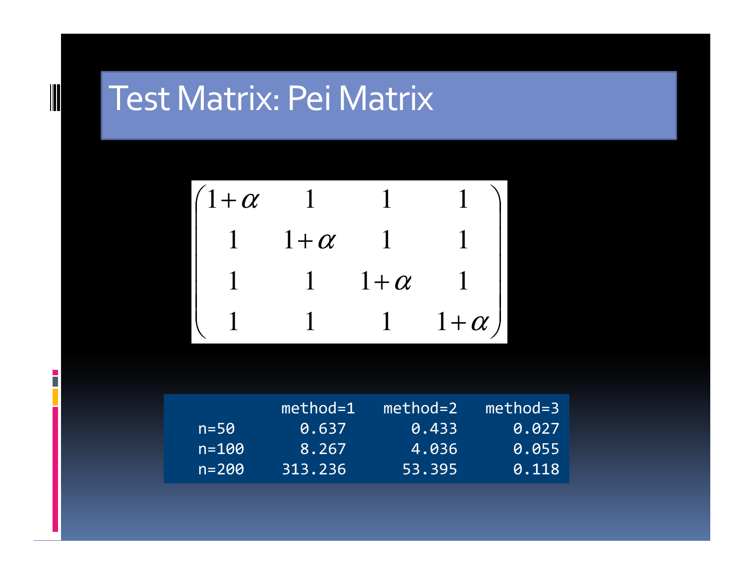# Test Matrix: Pei Matrix

$$
\begin{pmatrix}
1+\alpha & 1 & 1 & 1 \\
1 & 1+\alpha & 1 & 1 \\
1 & 1 & 1+\alpha & 1 \\
1 & 1 & 1 & 1+\alpha
\end{pmatrix}
$$

| | method=1 | method=2 | method=3 |
|---|---|---|---|
| n=50 | 0.637 | 0.433 | 0.027 |
| n=100 | 8.267 | 4.036 | 0.055 |
| n=200 | 313.236 | 53.395 | 0.118 |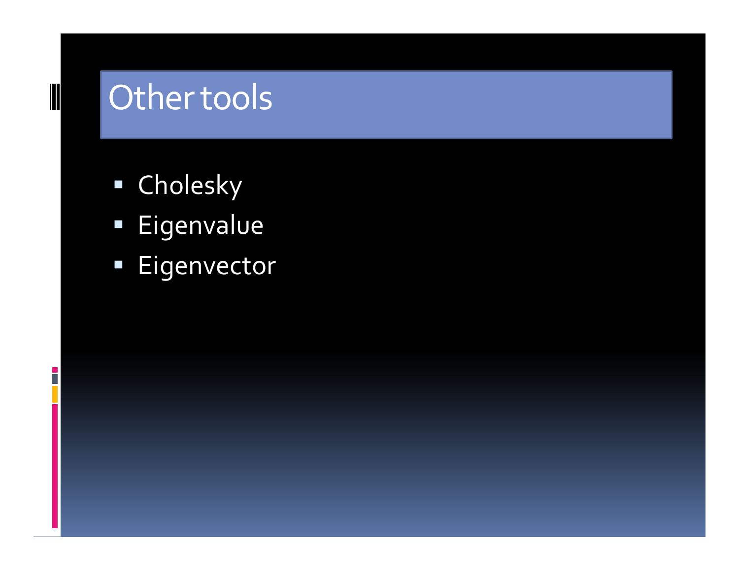# Other tools

- Cholesky
- Eigenvalue
- Eigenvector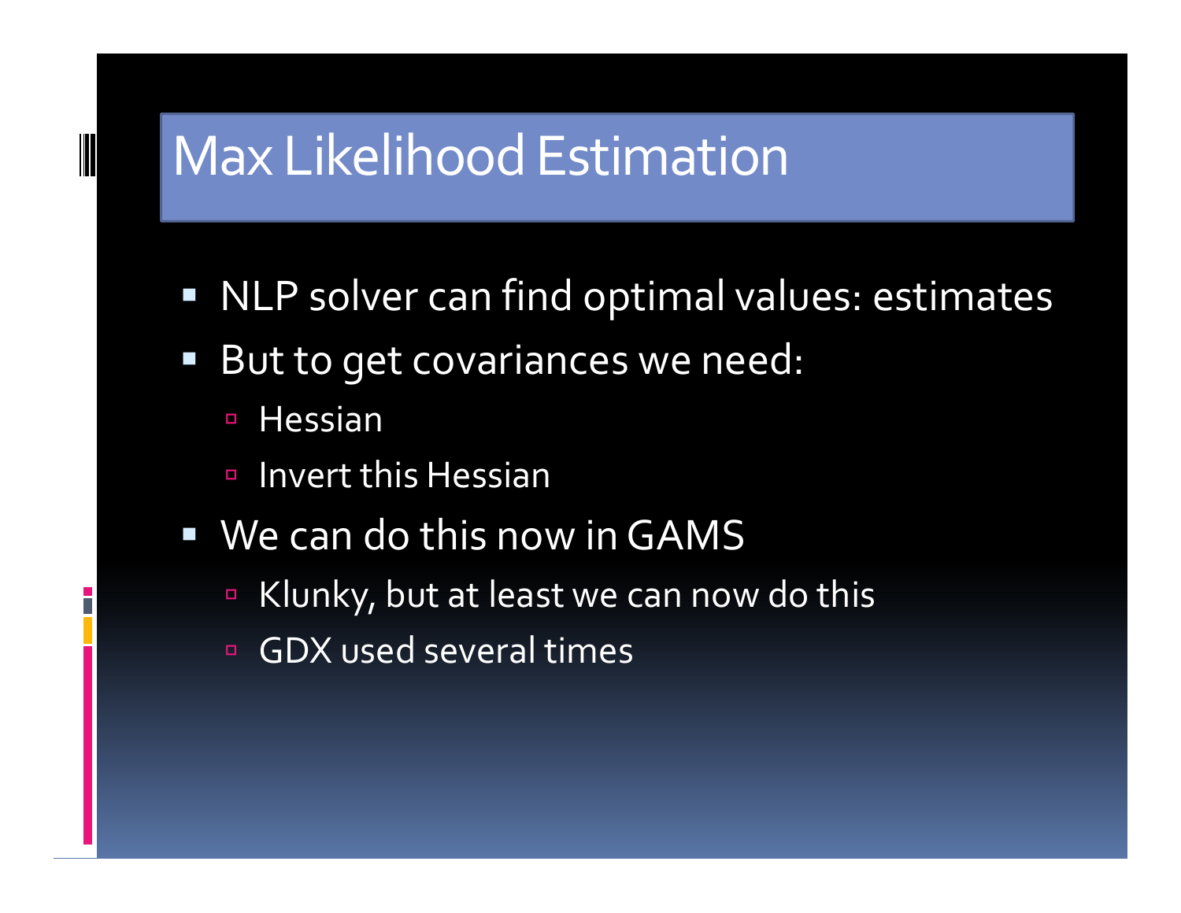# Max Likelihood Estimation

- NLP solver can find optimal values: estimates
- But to get covariances we need:
  - Hessian
  - Invert this Hessian
- We can do this now in GAMS
  - Klunky, but at least we can now do this
  - GDX used several times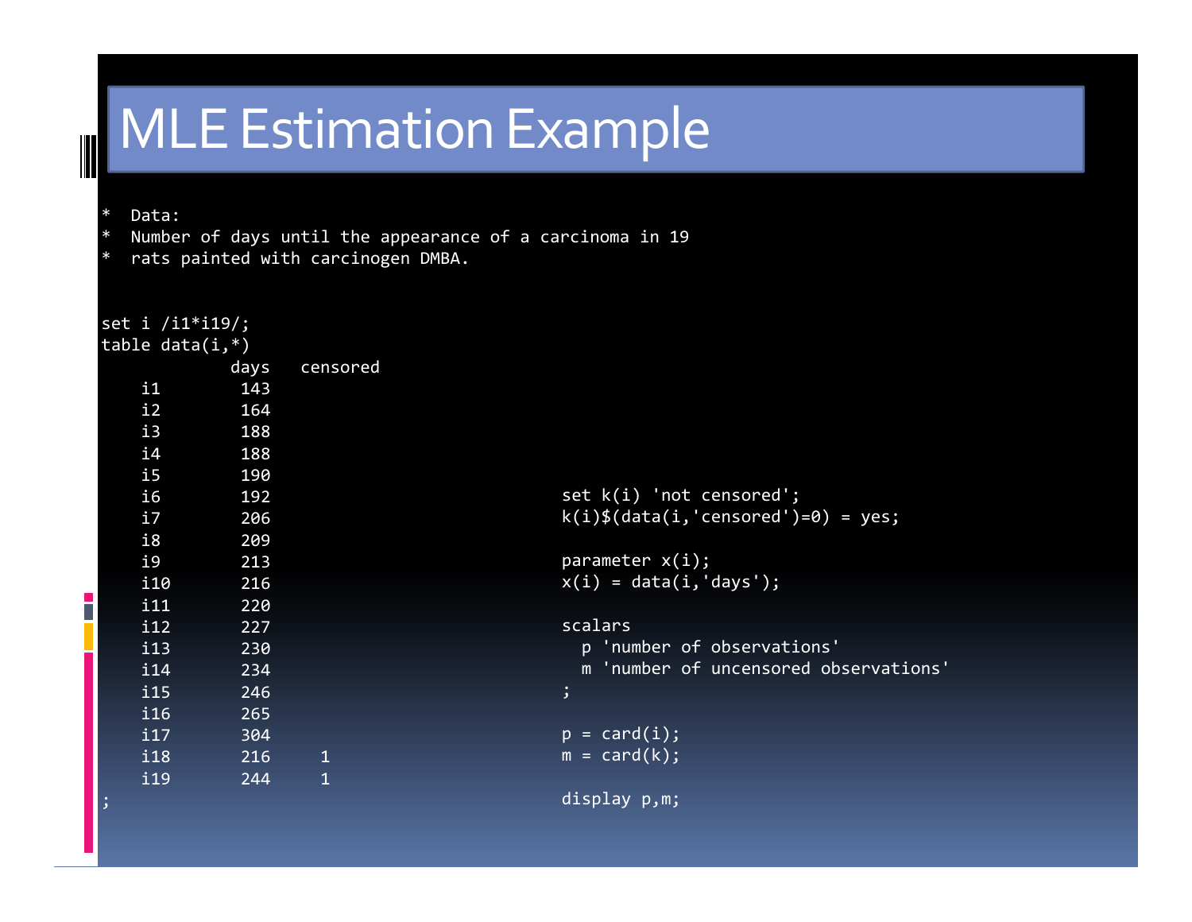# MLE Estimation Example

```
*   Data:
*   Number of days until the appearance of a carcinoma in 19
*   rats painted with carcinogen DMBA.


set i /i1*i19/;
table data(i,*)
             days   censored
    i1        143
    i2        164
    i3        188
    i4        188
    i5        190
    i6        192
    i7        206
    i8        209
    i9        213
    i10       216
    i11       220
    i12       227
    i13       230
    i14       234
    i15       246
    i16       265
    i17       304
    i18       216     1
    i19       244     1
;
```

```
set k(i) 'not censored';
k(i)$(data(i,'censored')=0) = yes;

parameter x(i);
x(i) = data(i,'days');

scalars
  p 'number of observations'
  m 'number of uncensored observations'
;

p = card(i);
m = card(k);

display p,m;
```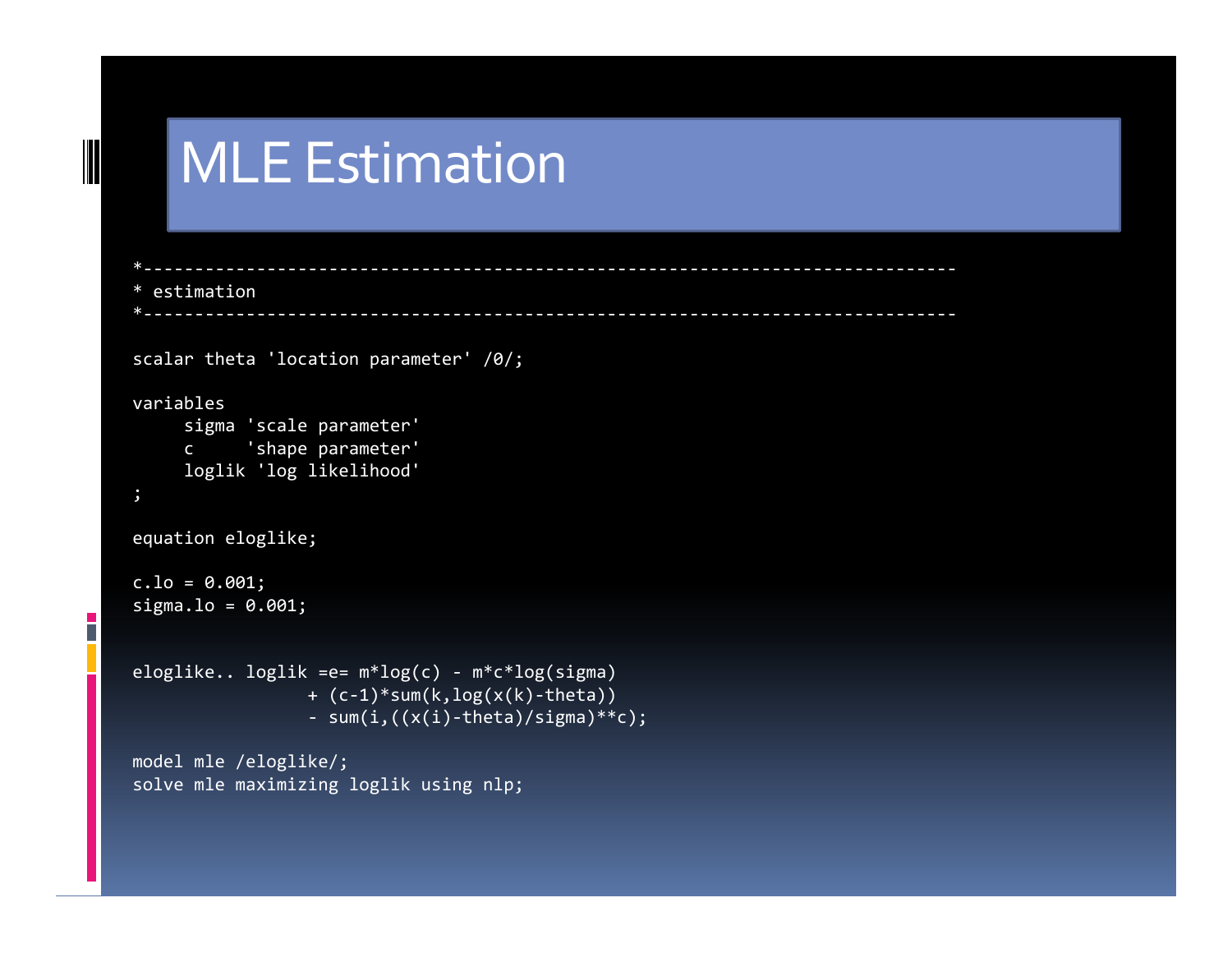# MLE Estimation

```
*-----------------------------------------------------------------------------
* estimation
*-----------------------------------------------------------------------------

scalar theta 'location parameter' /0/;

variables
     sigma 'scale parameter'
     c     'shape parameter'
     loglik 'log likelihood'
;

equation eloglike;

c.lo = 0.001;
sigma.lo = 0.001;


eloglike.. loglik =e= m*log(c) - m*c*log(sigma)
                 + (c-1)*sum(k,log(x(k)-theta))
                 - sum(i,((x(i)-theta)/sigma)**c);

model mle /eloglike/;
solve mle maximizing loglik using nlp;
```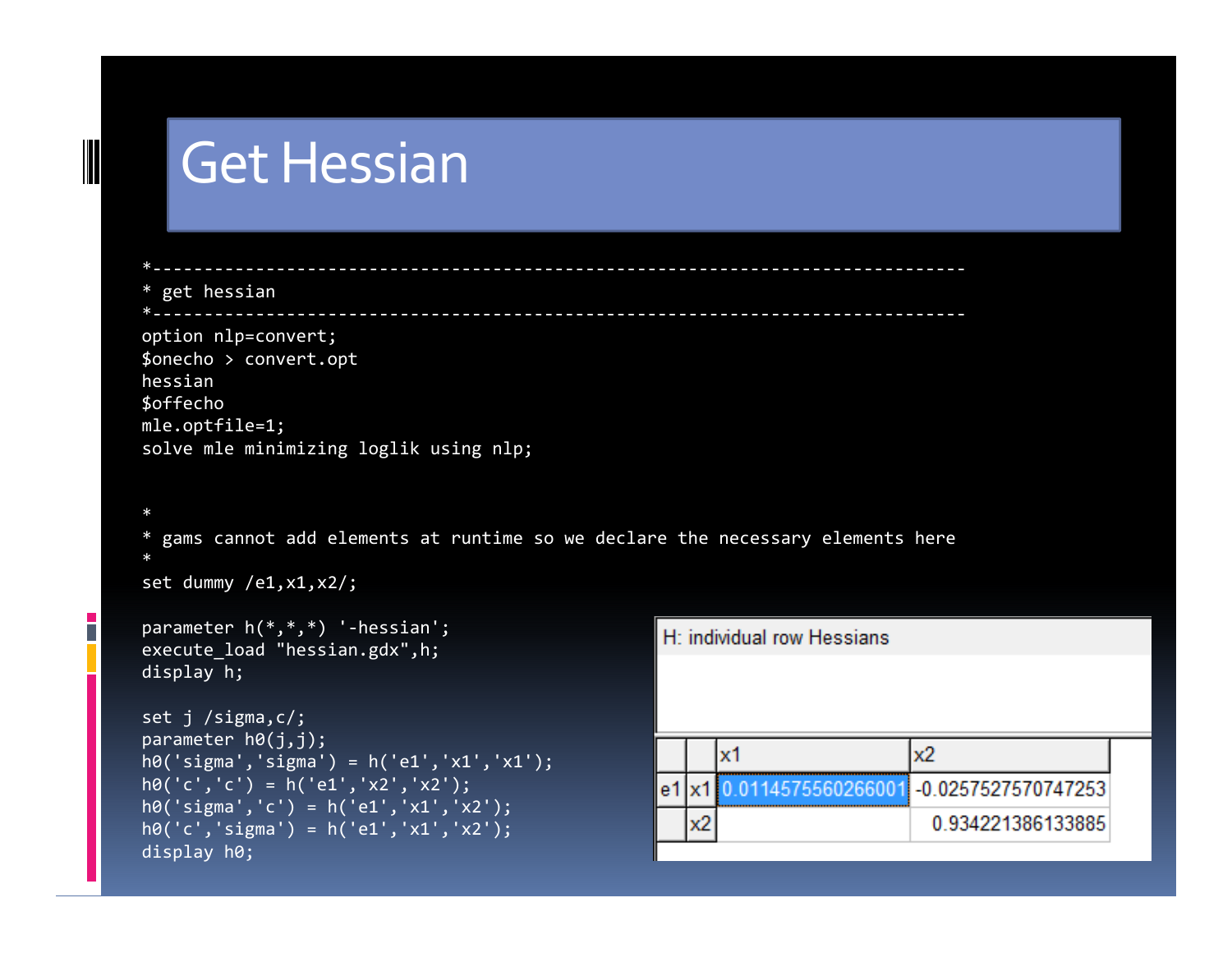# Get Hessian

```
*---------------------------------------------------------------------------------
* get hessian
*---------------------------------------------------------------------------------
option nlp=convert;
$onecho > convert.opt
hessian
$offecho
mle.optfile=1;
solve mle minimizing loglik using nlp;


*
* gams cannot add elements at runtime so we declare the necessary elements here
*
set dummy /e1,x1,x2/;

parameter h(*,*,*) '-hessian';
execute_load "hessian.gdx",h;
display h;

set j /sigma,c/;
parameter h0(j,j);
h0('sigma','sigma') = h('e1','x1','x1');
h0('c','c') = h('e1','x2','x2');
h0('sigma','c') = h('e1','x1','x2');
h0('c','sigma') = h('e1','x1','x2');
display h0;
```

H: individual row Hessians

| | | x1 | x2 |
|---|---|---|---|
| e1 | x1 | 0.0114575560266001 | -0.0257527570747253 |
| | x2 | | 0.934221386133885 |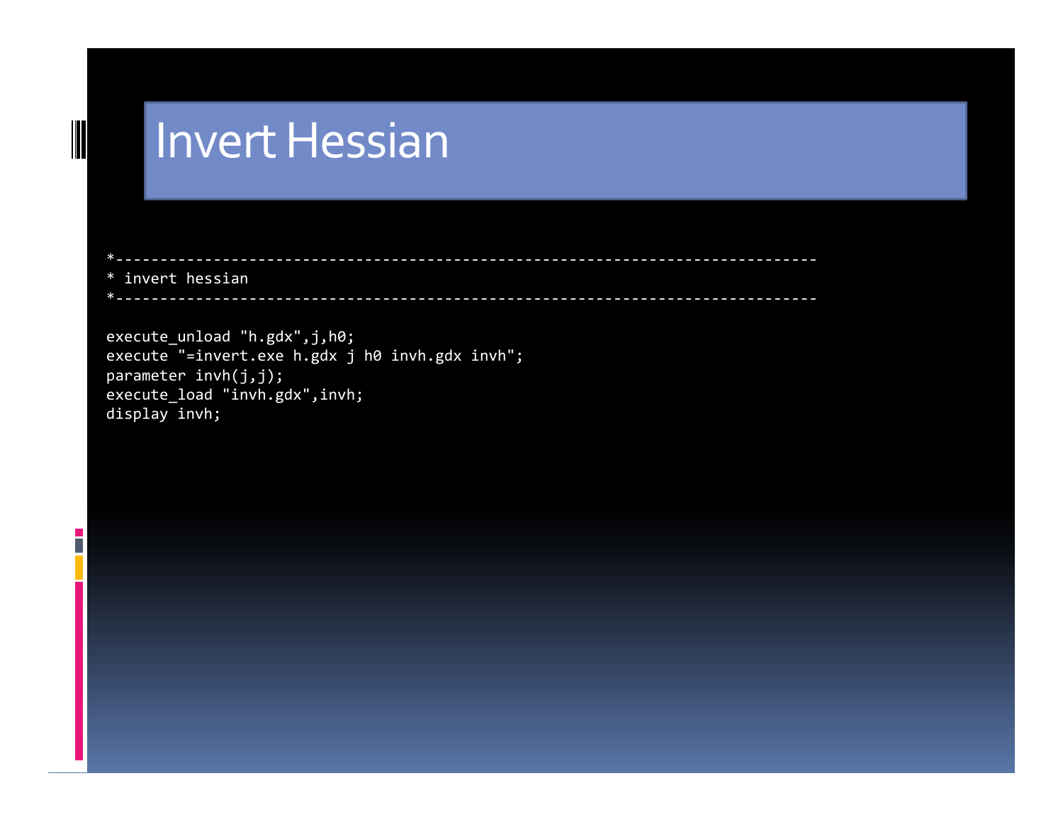# Invert Hessian

```
*------------------------------------------------------------------------------
* invert hessian
*------------------------------------------------------------------------------

execute_unload "h.gdx",j,h0;
execute "=invert.exe h.gdx j h0 invh.gdx invh";
parameter invh(j,j);
execute_load "invh.gdx",invh;
display invh;
```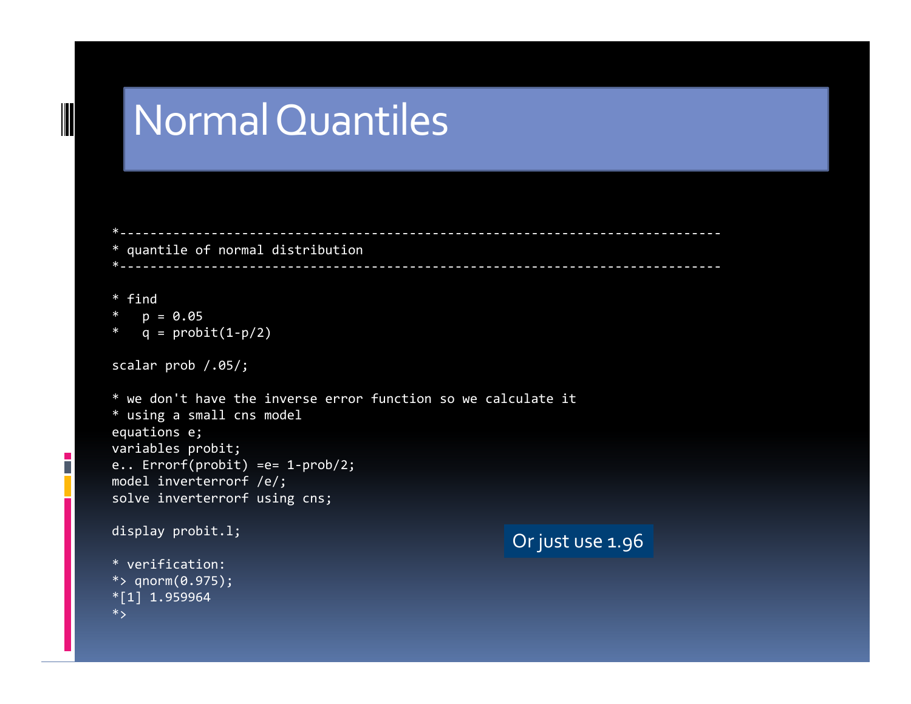# Normal Quantiles

```
*------------------------------------------------------------------------------
* quantile of normal distribution
*------------------------------------------------------------------------------

* find
*   p = 0.05
*   q = probit(1-p/2)

scalar prob /.05/;

* we don't have the inverse error function so we calculate it
* using a small cns model
equations e;
variables probit;
e.. Errorf(probit) =e= 1-prob/2;
model inverterrorf /e/;
solve inverterrorf using cns;

display probit.l;

* verification:
*> qnorm(0.975);
*[1] 1.959964
*>
```

Or just use 1.96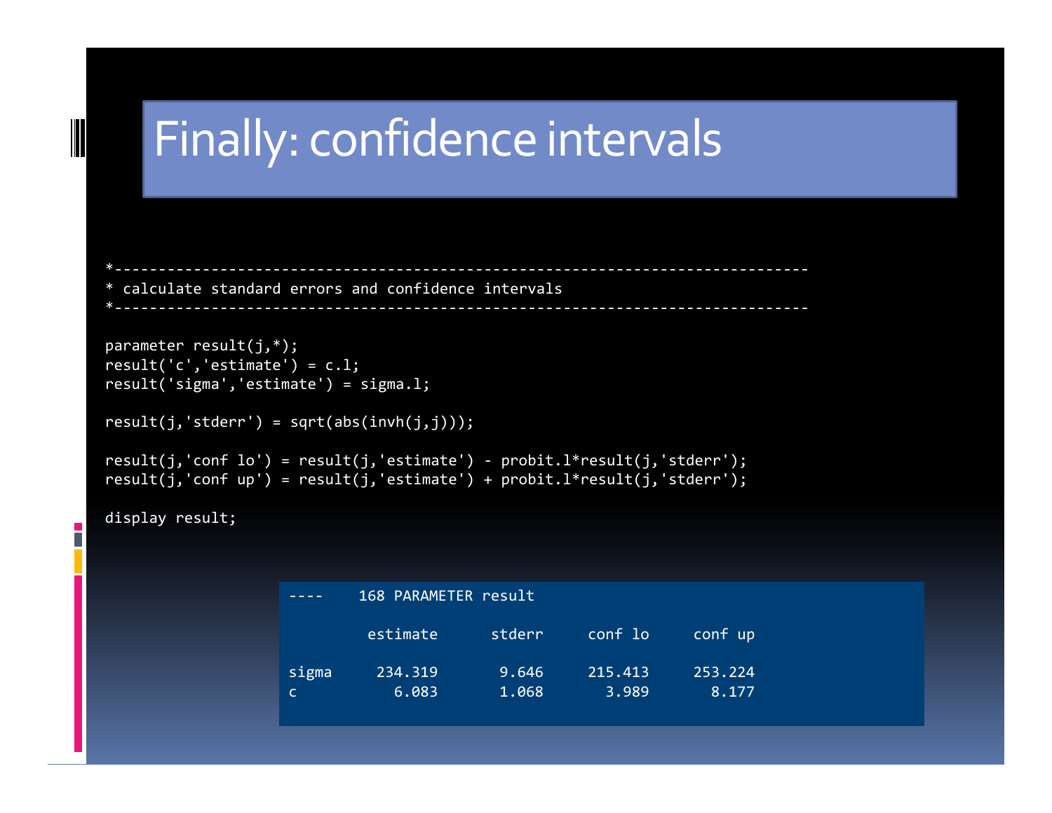# Finally: confidence intervals

```
*-----------------------------------------------------------------------------
* calculate standard errors and confidence intervals
*-----------------------------------------------------------------------------

parameter result(j,*);
result('c','estimate') = c.l;
result('sigma','estimate') = sigma.l;

result(j,'stderr') = sqrt(abs(invh(j,j)));

result(j,'conf lo') = result(j,'estimate') - probit.l*result(j,'stderr');
result(j,'conf up') = result(j,'estimate') + probit.l*result(j,'stderr');

display result;
```

```
----    168 PARAMETER result

         estimate      stderr     conf lo     conf up

sigma     234.319       9.646     215.413     253.224
c           6.083       1.068       3.989       8.177
```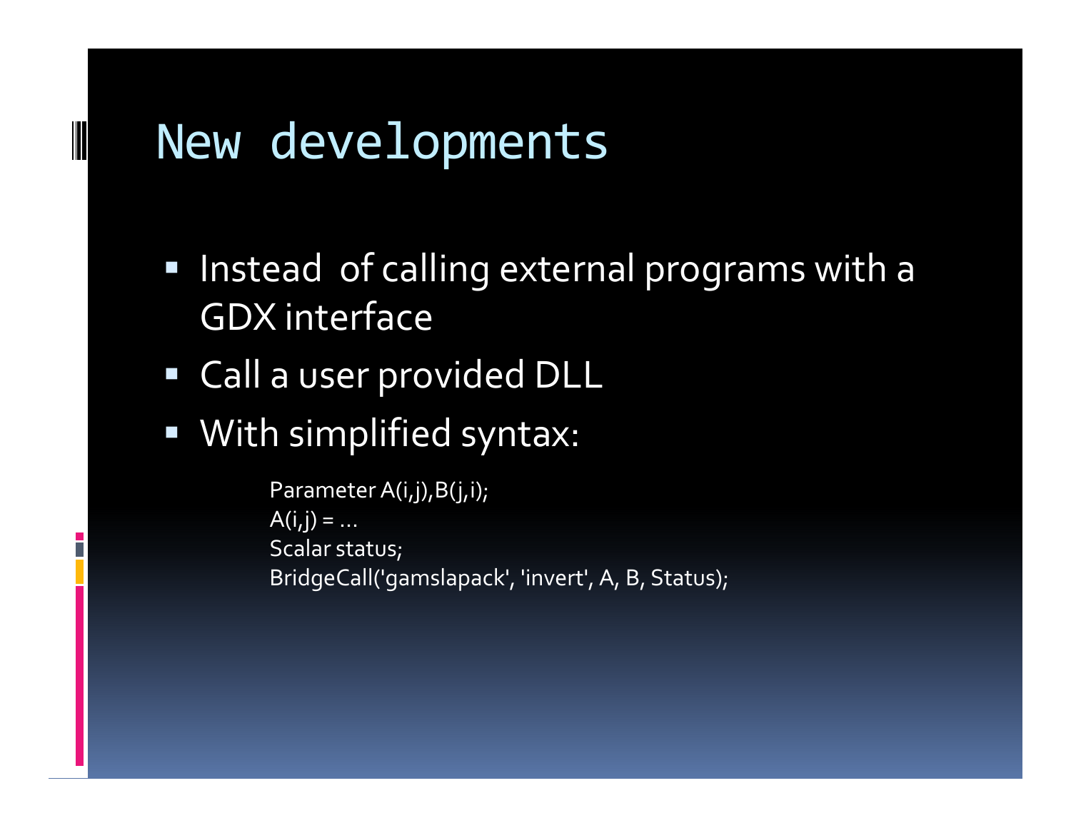# New developments

- Instead of calling external programs with a GDX interface
- Call a user provided DLL
- With simplified syntax:

```
Parameter A(i,j),B(j,i);
A(i,j) = …
Scalar status;
BridgeCall('gamslapack', 'invert', A, B, Status);
```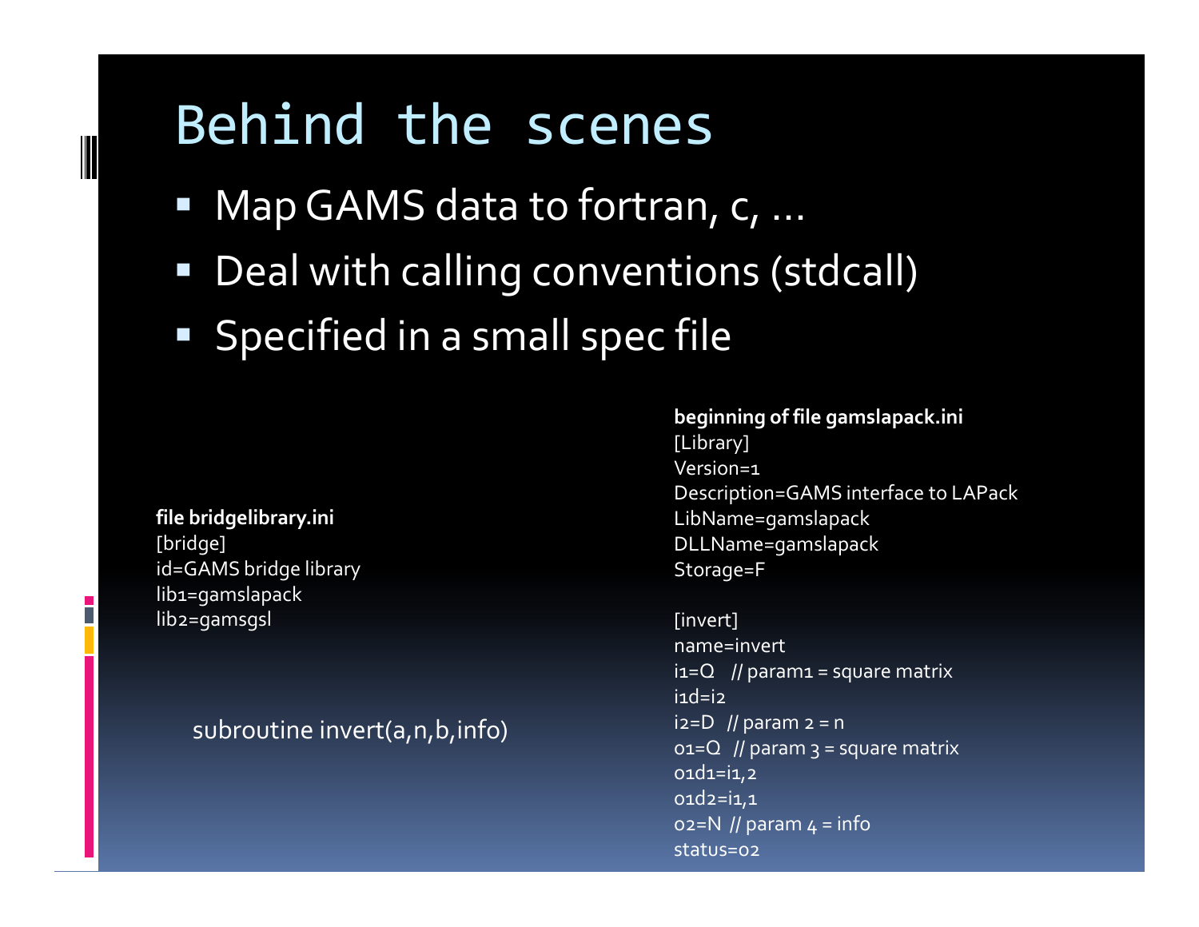# Behind the scenes

- Map GAMS data to fortran, c, …
- Deal with calling conventions (stdcall)
- Specified in a small spec file

**file bridgelibrary.ini**

```
[bridge]
id=GAMS bridge library
lib1=gamslapack
lib2=gamsgsl
```

```
subroutine invert(a,n,b,info)
```

**beginning of file gamslapack.ini**

```
[Library]
Version=1
Description=GAMS interface to LAPack
LibName=gamslapack
DLLName=gamslapack
Storage=F

[invert]
name=invert
i1=Q    // param1 = square matrix
i1d=i2
i2=D  // param 2 = n
o1=Q  // param 3 = square matrix
o1d1=i1,2
o1d2=i1,1
o2=N  // param 4 = info
status=o2
```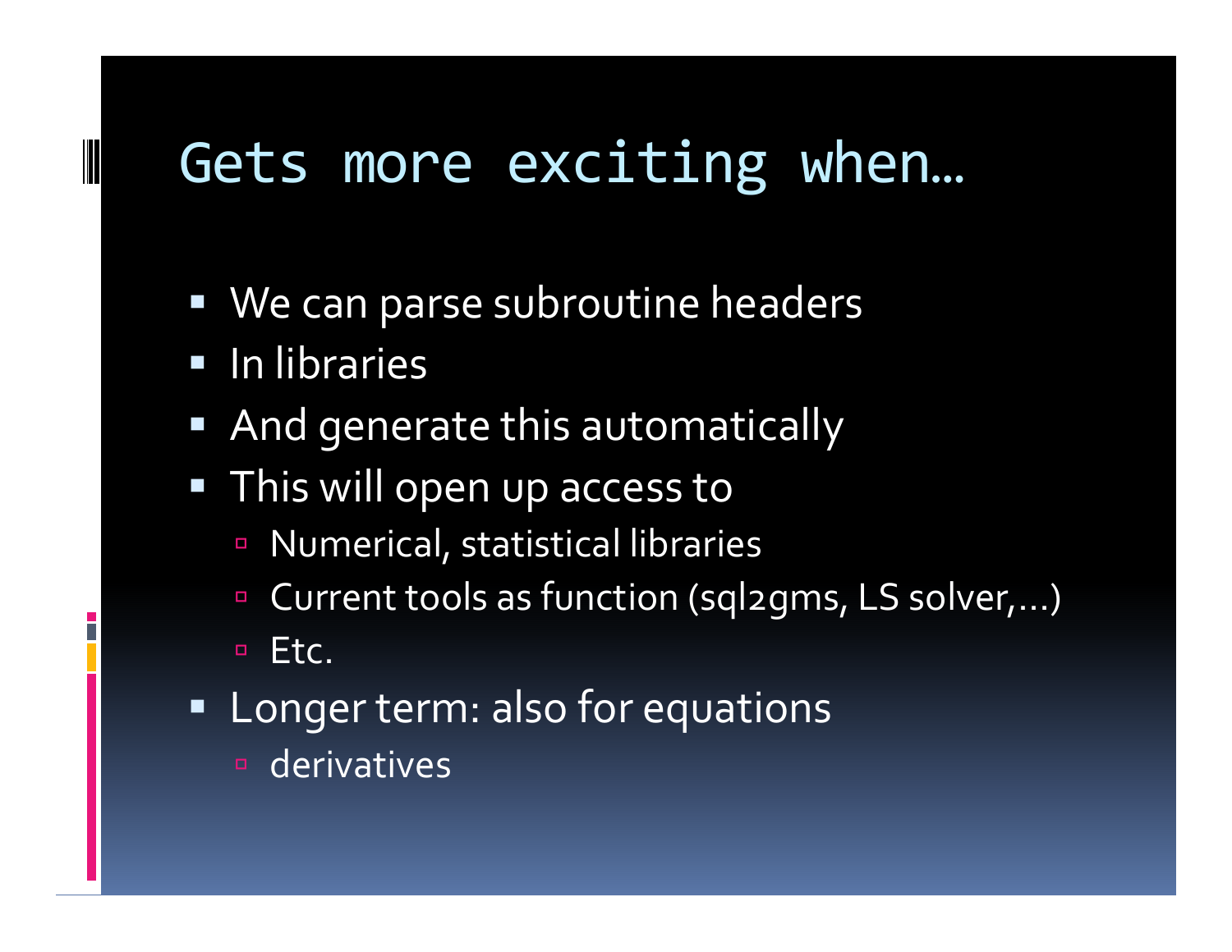# Gets more exciting when…

- We can parse subroutine headers
- In libraries
- And generate this automatically
- This will open up access to
  - Numerical, statistical libraries
  - Current tools as function (sql2gms, LS solver,…)
  - Etc.
- Longer term: also for equations
  - derivatives